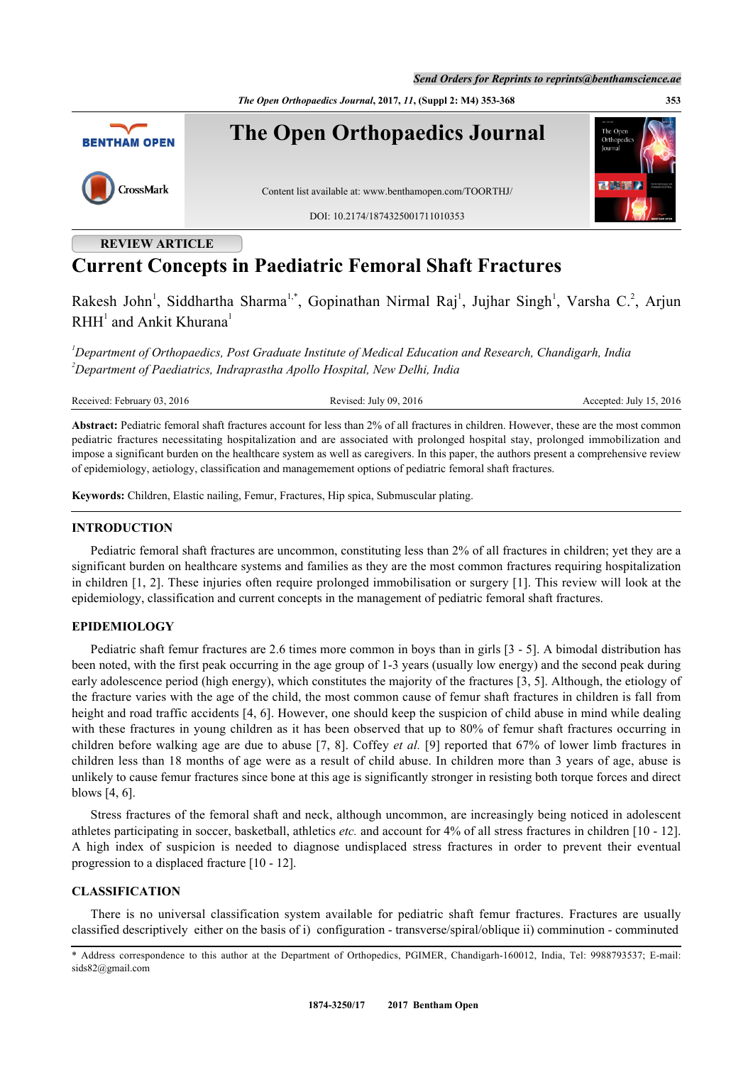REVIEW ARTICLE

# Current Concepts in Paediatric Femoral Shaft Fractures

Rakesh John[1], Siddhartha Sharma[1,*], Gopinathan Nirmal Raj[1], Jujhar Singh[1], Varsha C.[2], Arjun RHH[1] and Ankit Khurana[1]

[1]*Department of Orthopaedics, Post Graduate Institute of Medical Education and Research, Chandigarh, India*
[2]*Department of Paediatrics, Indraprastha Apollo Hospital, New Delhi, India*

Received: February 03, 2016 | Revised: July 09, 2016 | Accepted: July 15, 2016

**Abstract:** Pediatric femoral shaft fractures account for less than 2% of all fractures in children. However, these are the most common pediatric fractures necessitating hospitalization and are associated with prolonged hospital stay, prolonged immobilization and impose a significant burden on the healthcare system as well as caregivers. In this paper, the authors present a comprehensive review of epidemiology, aetiology, classification and managemement options of pediatric femoral shaft fractures.

**Keywords:** Children, Elastic nailing, Femur, Fractures, Hip spica, Submuscular plating.

## INTRODUCTION

Pediatric femoral shaft fractures are uncommon, constituting less than 2% of all fractures in children; yet they are a significant burden on healthcare systems and families as they are the most common fractures requiring hospitalization in children [1, 2]. These injuries often require prolonged immobilisation or surgery [1]. This review will look at the epidemiology, classification and current concepts in the management of pediatric femoral shaft fractures.

## EPIDEMIOLOGY

Pediatric shaft femur fractures are 2.6 times more common in boys than in girls [3 - 5]. A bimodal distribution has been noted, with the first peak occurring in the age group of 1-3 years (usually low energy) and the second peak during early adolescence period (high energy), which constitutes the majority of the fractures [3, 5]. Although, the etiology of the fracture varies with the age of the child, the most common cause of femur shaft fractures in children is fall from height and road traffic accidents [4, 6]. However, one should keep the suspicion of child abuse in mind while dealing with these fractures in young children as it has been observed that up to 80% of femur shaft fractures occurring in children before walking age are due to abuse [7, 8]. Coffey *et al.* [9] reported that 67% of lower limb fractures in children less than 18 months of age were as a result of child abuse. In children more than 3 years of age, abuse is unlikely to cause femur fractures since bone at this age is significantly stronger in resisting both torque forces and direct blows [4, 6].

Stress fractures of the femoral shaft and neck, although uncommon, are increasingly being noticed in adolescent athletes participating in soccer, basketball, athletics *etc.* and account for 4% of all stress fractures in children [10 - 12]. A high index of suspicion is needed to diagnose undisplaced stress fractures in order to prevent their eventual progression to a displaced fracture [10 - 12].

## CLASSIFICATION

There is no universal classification system available for pediatric shaft femur fractures. Fractures are usually classified descriptively either on the basis of i) configuration - transverse/spiral/oblique ii) comminution - comminuted

\* Address correspondence to this author at the Department of Orthopedics, PGIMER, Chandigarh-160012, India, Tel: 9988793537; E-mail: sids82@gmail.com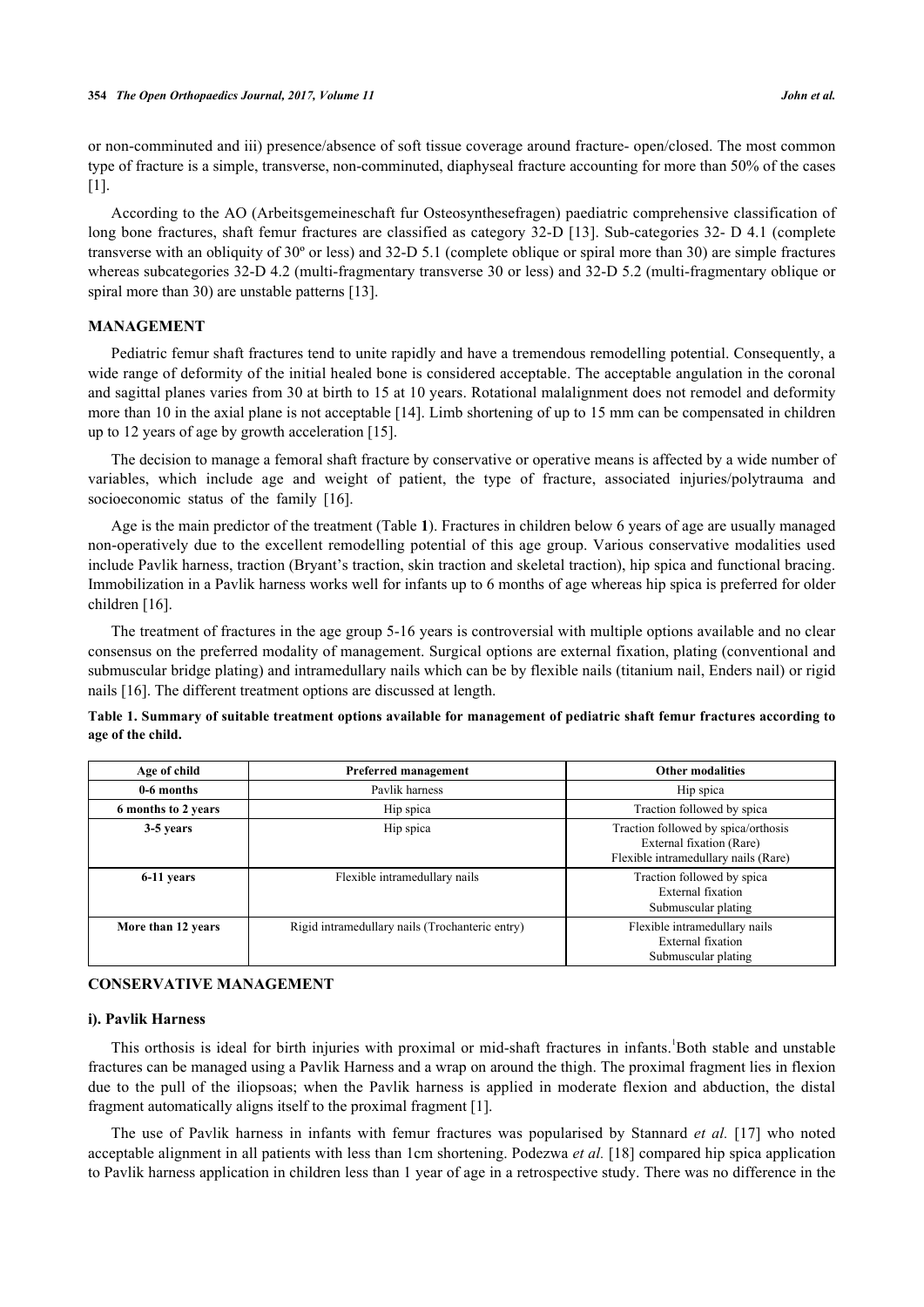or non-comminuted and iii) presence/absence of soft tissue coverage around fracture- open/closed. The most common type of fracture is a simple, transverse, non-comminuted, diaphyseal fracture accounting for more than 50% of the cases [1].

According to the AO (Arbeitsgemeineschaft fur Osteosynthesefragen) paediatric comprehensive classification of long bone fractures, shaft femur fractures are classified as category 32-D [13]. Sub-categories 32- D 4.1 (complete transverse with an obliquity of 30º or less) and 32-D 5.1 (complete oblique or spiral more than 30) are simple fractures whereas subcategories 32-D 4.2 (multi-fragmentary transverse 30 or less) and 32-D 5.2 (multi-fragmentary oblique or spiral more than 30) are unstable patterns [13].

## MANAGEMENT

Pediatric femur shaft fractures tend to unite rapidly and have a tremendous remodelling potential. Consequently, a wide range of deformity of the initial healed bone is considered acceptable. The acceptable angulation in the coronal and sagittal planes varies from 30 at birth to 15 at 10 years. Rotational malalignment does not remodel and deformity more than 10 in the axial plane is not acceptable [14]. Limb shortening of up to 15 mm can be compensated in children up to 12 years of age by growth acceleration [15].

The decision to manage a femoral shaft fracture by conservative or operative means is affected by a wide number of variables, which include age and weight of patient, the type of fracture, associated injuries/polytrauma and socioeconomic status of the family [16].

Age is the main predictor of the treatment (Table **1**). Fractures in children below 6 years of age are usually managed non-operatively due to the excellent remodelling potential of this age group. Various conservative modalities used include Pavlik harness, traction (Bryant's traction, skin traction and skeletal traction), hip spica and functional bracing. Immobilization in a Pavlik harness works well for infants up to 6 months of age whereas hip spica is preferred for older children [16].

The treatment of fractures in the age group 5-16 years is controversial with multiple options available and no clear consensus on the preferred modality of management. Surgical options are external fixation, plating (conventional and submuscular bridge plating) and intramedullary nails which can be by flexible nails (titanium nail, Enders nail) or rigid nails [16]. The different treatment options are discussed at length.

**Table 1. Summary of suitable treatment options available for management of pediatric shaft femur fractures according to age of the child.**

| Age of child | Preferred management | Other modalities |
|---|---|---|
| **0-6 months** | Pavlik harness | Hip spica |
| **6 months to 2 years** | Hip spica | Traction followed by spica |
| **3-5 years** | Hip spica | Traction followed by spica/orthosis<br>External fixation (Rare)<br>Flexible intramedullary nails (Rare) |
| **6-11 years** | Flexible intramedullary nails | Traction followed by spica<br>External fixation<br>Submuscular plating |
| **More than 12 years** | Rigid intramedullary nails (Trochanteric entry) | Flexible intramedullary nails<br>External fixation<br>Submuscular plating |

## CONSERVATIVE MANAGEMENT

### i). Pavlik Harness

This orthosis is ideal for birth injuries with proximal or mid-shaft fractures in infants.[1]Both stable and unstable fractures can be managed using a Pavlik Harness and a wrap on around the thigh. The proximal fragment lies in flexion due to the pull of the iliopsoas; when the Pavlik harness is applied in moderate flexion and abduction, the distal fragment automatically aligns itself to the proximal fragment [1].

The use of Pavlik harness in infants with femur fractures was popularised by Stannard *et al.* [17] who noted acceptable alignment in all patients with less than 1cm shortening. Podezwa *et al.* [18] compared hip spica application to Pavlik harness application in children less than 1 year of age in a retrospective study. There was no difference in the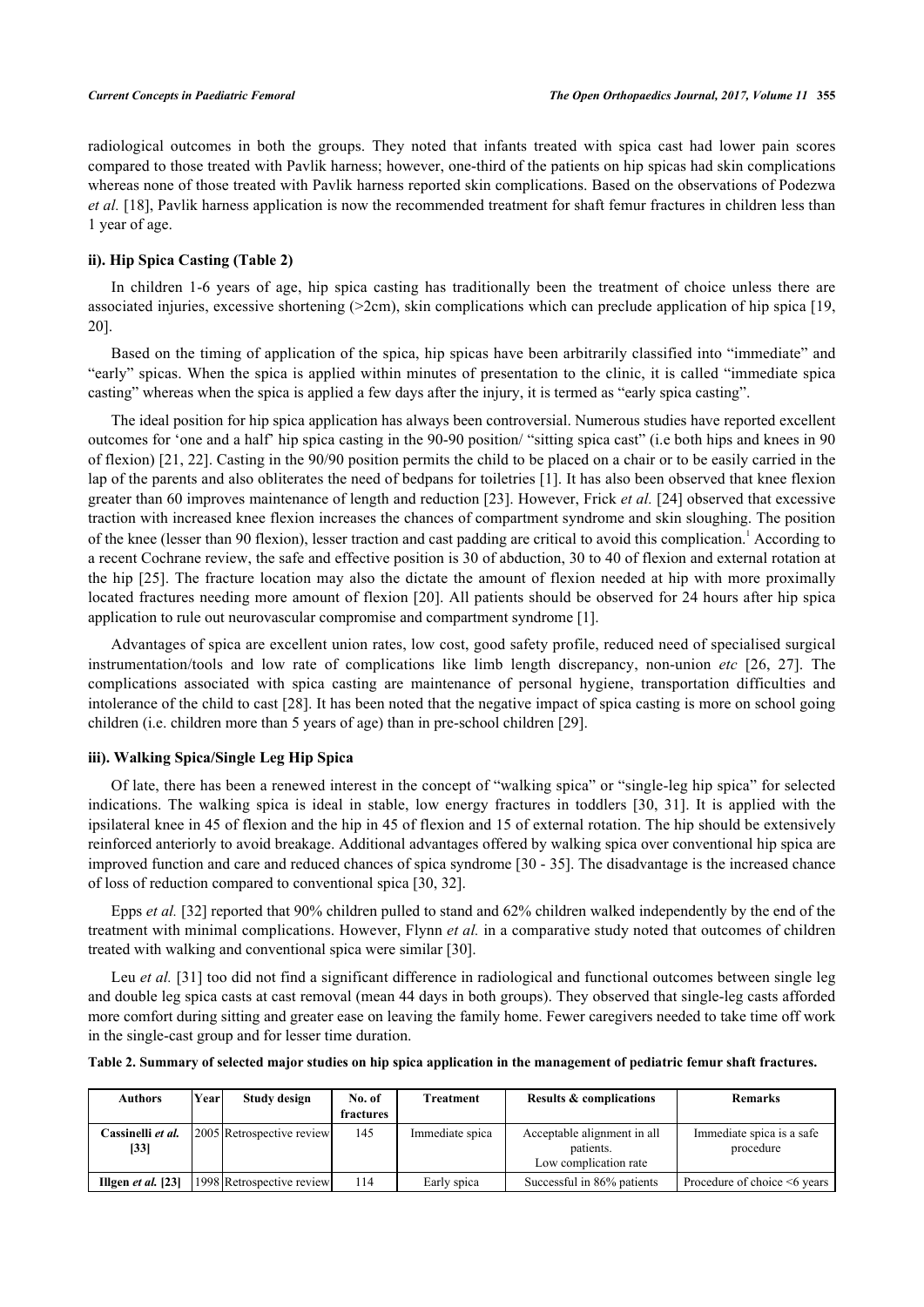radiological outcomes in both the groups. They noted that infants treated with spica cast had lower pain scores compared to those treated with Pavlik harness; however, one-third of the patients on hip spicas had skin complications whereas none of those treated with Pavlik harness reported skin complications. Based on the observations of Podezwa *et al.* [18], Pavlik harness application is now the recommended treatment for shaft femur fractures in children less than 1 year of age.

### ii). Hip Spica Casting (Table 2)

In children 1-6 years of age, hip spica casting has traditionally been the treatment of choice unless there are associated injuries, excessive shortening (>2cm), skin complications which can preclude application of hip spica [19, 20].

Based on the timing of application of the spica, hip spicas have been arbitrarily classified into "immediate" and "early" spicas. When the spica is applied within minutes of presentation to the clinic, it is called "immediate spica casting" whereas when the spica is applied a few days after the injury, it is termed as "early spica casting".

The ideal position for hip spica application has always been controversial. Numerous studies have reported excellent outcomes for 'one and a half' hip spica casting in the 90-90 position/ "sitting spica cast" (i.e both hips and knees in 90 of flexion) [21, 22]. Casting in the 90/90 position permits the child to be placed on a chair or to be easily carried in the lap of the parents and also obliterates the need of bedpans for toiletries [1]. It has also been observed that knee flexion greater than 60 improves maintenance of length and reduction [23]. However, Frick *et al.* [24] observed that excessive traction with increased knee flexion increases the chances of compartment syndrome and skin sloughing. The position of the knee (lesser than 90 flexion), lesser traction and cast padding are critical to avoid this complication.[1] According to a recent Cochrane review, the safe and effective position is 30 of abduction, 30 to 40 of flexion and external rotation at the hip [25]. The fracture location may also the dictate the amount of flexion needed at hip with more proximally located fractures needing more amount of flexion [20]. All patients should be observed for 24 hours after hip spica application to rule out neurovascular compromise and compartment syndrome [1].

Advantages of spica are excellent union rates, low cost, good safety profile, reduced need of specialised surgical instrumentation/tools and low rate of complications like limb length discrepancy, non-union *etc* [26, 27]. The complications associated with spica casting are maintenance of personal hygiene, transportation difficulties and intolerance of the child to cast [28]. It has been noted that the negative impact of spica casting is more on school going children (i.e. children more than 5 years of age) than in pre-school children [29].

### iii). Walking Spica/Single Leg Hip Spica

Of late, there has been a renewed interest in the concept of "walking spica" or "single-leg hip spica" for selected indications. The walking spica is ideal in stable, low energy fractures in toddlers [30, 31]. It is applied with the ipsilateral knee in 45 of flexion and the hip in 45 of flexion and 15 of external rotation. The hip should be extensively reinforced anteriorly to avoid breakage. Additional advantages offered by walking spica over conventional hip spica are improved function and care and reduced chances of spica syndrome [30 - 35]. The disadvantage is the increased chance of loss of reduction compared to conventional spica [30, 32].

Epps *et al.* [32] reported that 90% children pulled to stand and 62% children walked independently by the end of the treatment with minimal complications. However, Flynn *et al.* in a comparative study noted that outcomes of children treated with walking and conventional spica were similar [30].

Leu *et al.* [31] too did not find a significant difference in radiological and functional outcomes between single leg and double leg spica casts at cast removal (mean 44 days in both groups). They observed that single-leg casts afforded more comfort during sitting and greater ease on leaving the family home. Fewer caregivers needed to take time off work in the single-cast group and for lesser time duration.

**Table 2. Summary of selected major studies on hip spica application in the management of pediatric femur shaft fractures.**

| Authors | Year | Study design | No. of fractures | Treatment | Results & complications | Remarks |
|---|---|---|---|---|---|---|
| **Cassinelli *et al.* [33]** | 2005 | Retrospective review | 145 | Immediate spica | Acceptable alignment in all patients. Low complication rate | Immediate spica is a safe procedure |
| **Illgen *et al.* [23]** | 1998 | Retrospective review | 114 | Early spica | Successful in 86% patients | Procedure of choice <6 years |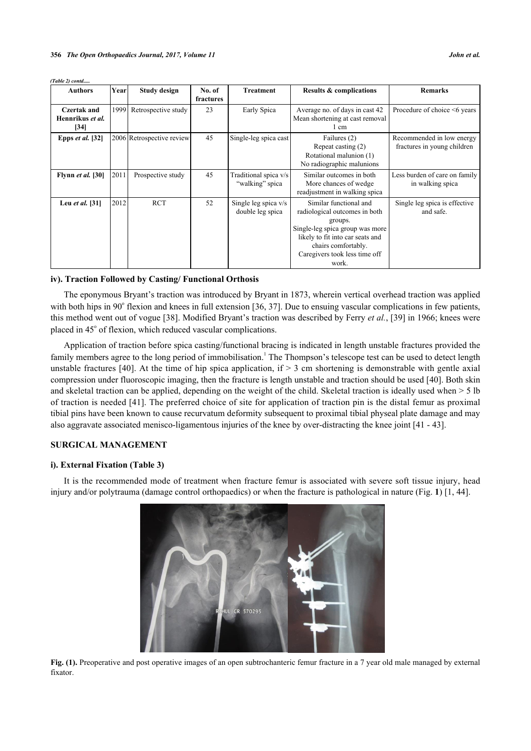*(Table 2) contd.....*

| Authors | Year | Study design | No. of fractures | Treatment | Results & complications | Remarks |
|---|---|---|---|---|---|---|
| **Czertak and Hennrikus *et al.* [34]** | 1999 | Retrospective study | 23 | Early Spica | Average no. of days in cast 42 Mean shortening at cast removal 1 cm | Procedure of choice <6 years |
| **Epps *et al.* [32]** | 2006 | Retrospective review | 45 | Single-leg spica cast | Failures (2) Repeat casting (2) Rotational malunion (1) No radiographic malunions | Recommended in low energy fractures in young children |
| **Flynn *et al.* [30]** | 2011 | Prospective study | 45 | Traditional spica v/s "walking" spica | Similar outcomes in both More chances of wedge readjustment in walking spica | Less burden of care on family in walking spica |
| **Leu *et al.* [31]** | 2012 | RCT | 52 | Single leg spica v/s double leg spica | Similar functional and radiological outcomes in both groups. Single-leg spica group was more likely to fit into car seats and chairs comfortably. Caregivers took less time off work. | Single leg spica is effective and safe. |

### iv). Traction Followed by Casting/ Functional Orthosis

The eponymous Bryant's traction was introduced by Bryant in 1873, wherein vertical overhead traction was applied with both hips in 90° flexion and knees in full extension [36, 37]. Due to ensuing vascular complications in few patients, this method went out of vogue [38]. Modified Bryant's traction was described by Ferry *et al.*, [39] in 1966; knees were placed in 45° of flexion, which reduced vascular complications.

Application of traction before spica casting/functional bracing is indicated in length unstable fractures provided the family members agree to the long period of immobilisation.[1] The Thompson's telescope test can be used to detect length unstable fractures [40]. At the time of hip spica application, if > 3 cm shortening is demonstrable with gentle axial compression under fluoroscopic imaging, then the fracture is length unstable and traction should be used [40]. Both skin and skeletal traction can be applied, depending on the weight of the child. Skeletal traction is ideally used when > 5 lb of traction is needed [41]. The preferred choice of site for application of traction pin is the distal femur as proximal tibial pins have been known to cause recurvatum deformity subsequent to proximal tibial physeal plate damage and may also aggravate associated menisco-ligamentous injuries of the knee by over-distracting the knee joint [41 - 43].

## SURGICAL MANAGEMENT

### i). External Fixation (Table 3)

It is the recommended mode of treatment when fracture femur is associated with severe soft tissue injury, head injury and/or polytrauma (damage control orthopaedics) or when the fracture is pathological in nature (Fig. **1**) [1, 44].

**Fig. (1).** Preoperative and post operative images of an open subtrochanteric femur fracture in a 7 year old male managed by external fixator.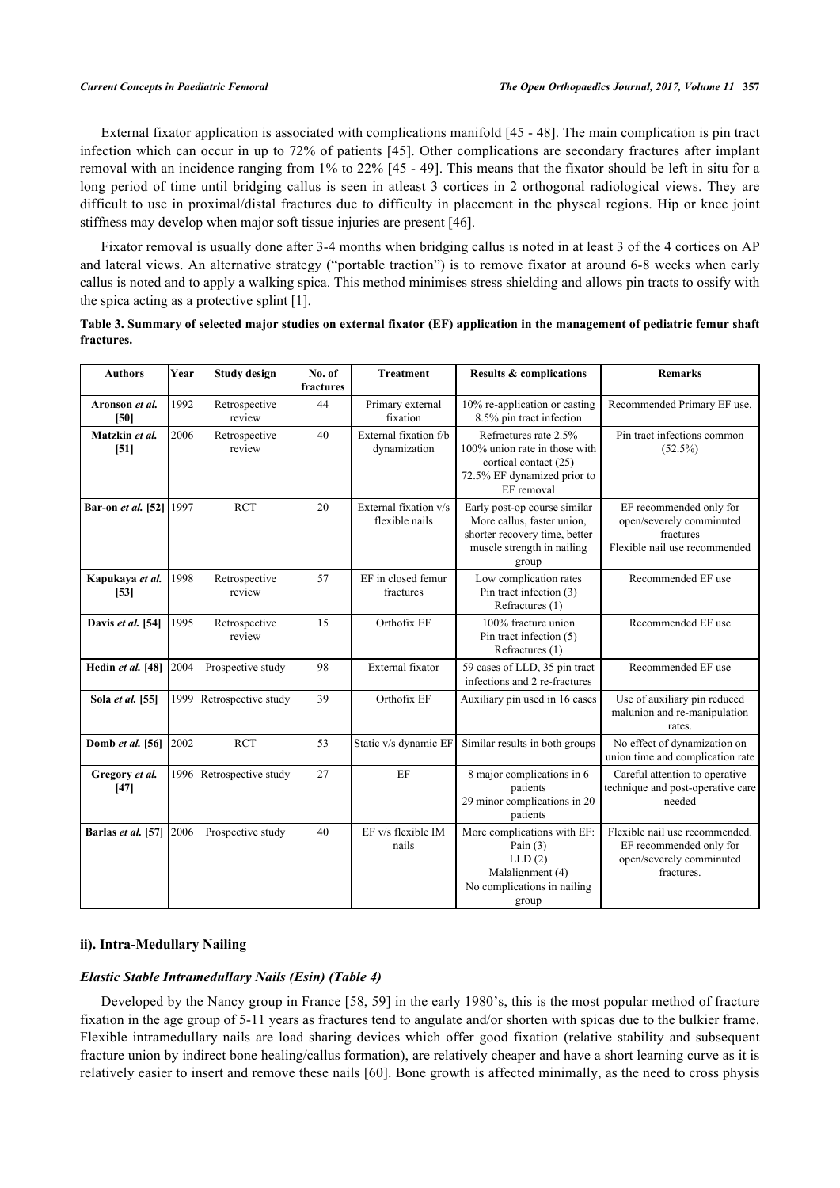External fixator application is associated with complications manifold [45 - 48]. The main complication is pin tract infection which can occur in up to 72% of patients [45]. Other complications are secondary fractures after implant removal with an incidence ranging from 1% to 22% [45 - 49]. This means that the fixator should be left in situ for a long period of time until bridging callus is seen in atleast 3 cortices in 2 orthogonal radiological views. They are difficult to use in proximal/distal fractures due to difficulty in placement in the physeal regions. Hip or knee joint stiffness may develop when major soft tissue injuries are present [46].

Fixator removal is usually done after 3-4 months when bridging callus is noted in at least 3 of the 4 cortices on AP and lateral views. An alternative strategy ("portable traction") is to remove fixator at around 6-8 weeks when early callus is noted and to apply a walking spica. This method minimises stress shielding and allows pin tracts to ossify with the spica acting as a protective splint [1].

**Table 3. Summary of selected major studies on external fixator (EF) application in the management of pediatric femur shaft fractures.**

| Authors | Year | Study design | No. of fractures | Treatment | Results & complications | Remarks |
|---|---|---|---|---|---|---|
| **Aronson *et al.* [50]** | 1992 | Retrospective review | 44 | Primary external fixation | 10% re-application or casting<br>8.5% pin tract infection | Recommended Primary EF use. |
| **Matzkin *et al.* [51]** | 2006 | Retrospective review | 40 | External fixation f/b dynamization | Refractures rate 2.5%<br>100% union rate in those with cortical contact (25)<br>72.5% EF dynamized prior to EF removal | Pin tract infections common (52.5%) |
| **Bar-on *et al.* [52]** | 1997 | RCT | 20 | External fixation v/s flexible nails | Early post-op course similar<br>More callus, faster union, shorter recovery time, better muscle strength in nailing group | EF recommended only for open/severely comminuted fractures<br>Flexible nail use recommended |
| **Kapukaya *et al.* [53]** | 1998 | Retrospective review | 57 | EF in closed femur fractures | Low complication rates<br>Pin tract infection (3)<br>Refractures (1) | Recommended EF use |
| **Davis *et al.* [54]** | 1995 | Retrospective review | 15 | Orthofix EF | 100% fracture union<br>Pin tract infection (5)<br>Refractures (1) | Recommended EF use |
| **Hedin *et al.* [48]** | 2004 | Prospective study | 98 | External fixator | 59 cases of LLD, 35 pin tract infections and 2 re-fractures | Recommended EF use |
| **Sola *et al.* [55]** | 1999 | Retrospective study | 39 | Orthofix EF | Auxiliary pin used in 16 cases | Use of auxiliary pin reduced malunion and re-manipulation rates. |
| **Domb *et al.* [56]** | 2002 | RCT | 53 | Static v/s dynamic EF | Similar results in both groups | No effect of dynamization on union time and complication rate |
| **Gregory *et al.* [47]** | 1996 | Retrospective study | 27 | EF | 8 major complications in 6 patients<br>29 minor complications in 20 patients | Careful attention to operative technique and post-operative care needed |
| **Barlas *et al.* [57]** | 2006 | Prospective study | 40 | EF v/s flexible IM nails | More complications with EF:<br>Pain (3)<br>LLD (2)<br>Malalignment (4)<br>No complications in nailing group | Flexible nail use recommended.<br>EF recommended only for open/severely comminuted fractures. |

### ii). Intra-Medullary Nailing

#### *Elastic Stable Intramedullary Nails (Esin) (Table 4)*

Developed by the Nancy group in France [58, 59] in the early 1980's, this is the most popular method of fracture fixation in the age group of 5-11 years as fractures tend to angulate and/or shorten with spicas due to the bulkier frame. Flexible intramedullary nails are load sharing devices which offer good fixation (relative stability and subsequent fracture union by indirect bone healing/callus formation), are relatively cheaper and have a short learning curve as it is relatively easier to insert and remove these nails [60]. Bone growth is affected minimally, as the need to cross physis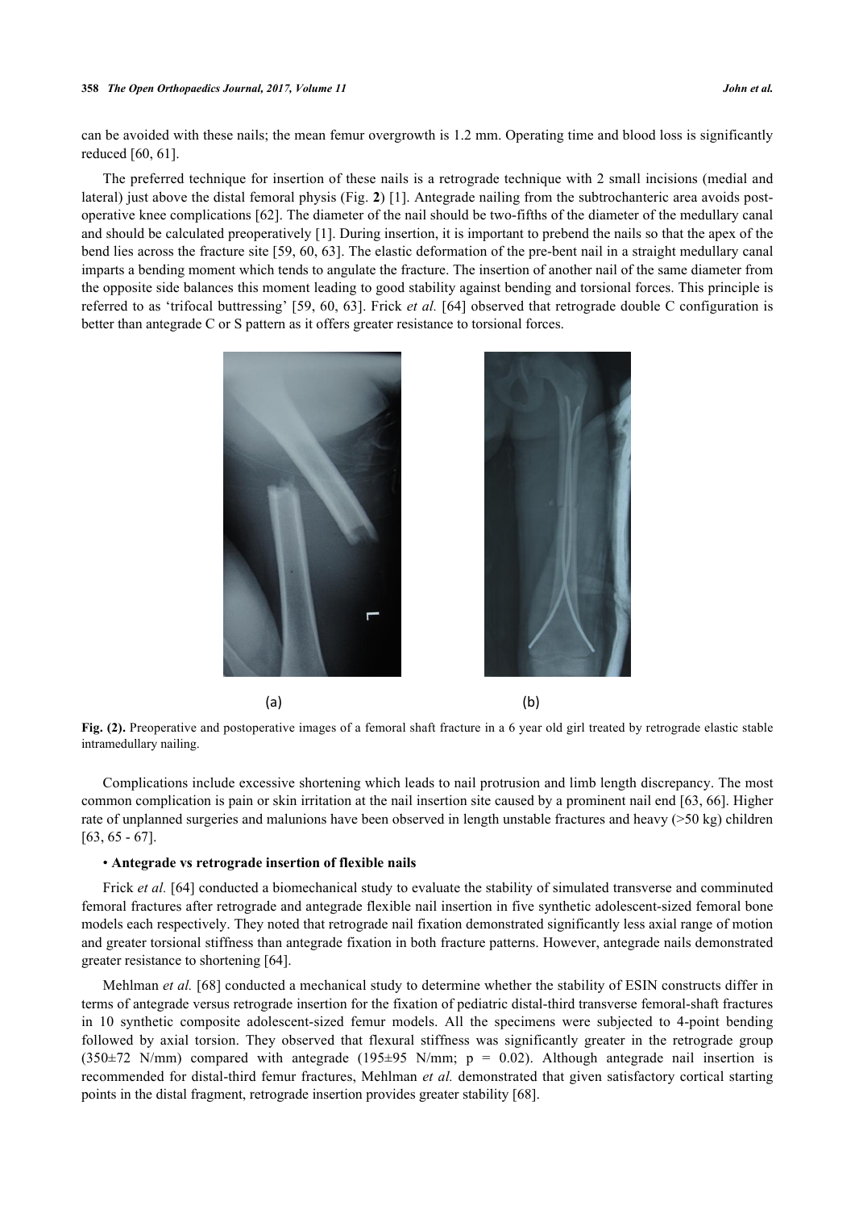can be avoided with these nails; the mean femur overgrowth is 1.2 mm. Operating time and blood loss is significantly reduced [60, 61].

The preferred technique for insertion of these nails is a retrograde technique with 2 small incisions (medial and lateral) just above the distal femoral physis (Fig. **2**) [1]. Antegrade nailing from the subtrochanteric area avoids post-operative knee complications [62]. The diameter of the nail should be two-fifths of the diameter of the medullary canal and should be calculated preoperatively [1]. During insertion, it is important to prebend the nails so that the apex of the bend lies across the fracture site [59, 60, 63]. The elastic deformation of the pre-bent nail in a straight medullary canal imparts a bending moment which tends to angulate the fracture. The insertion of another nail of the same diameter from the opposite side balances this moment leading to good stability against bending and torsional forces. This principle is referred to as 'trifocal buttressing' [59, 60, 63]. Frick *et al.* [64] observed that retrograde double C configuration is better than antegrade C or S pattern as it offers greater resistance to torsional forces.

(a) (b)

**Fig. (2).** Preoperative and postoperative images of a femoral shaft fracture in a 6 year old girl treated by retrograde elastic stable intramedullary nailing.

Complications include excessive shortening which leads to nail protrusion and limb length discrepancy. The most common complication is pain or skin irritation at the nail insertion site caused by a prominent nail end [63, 66]. Higher rate of unplanned surgeries and malunions have been observed in length unstable fractures and heavy (>50 kg) children [63, 65 - 67].

- **Antegrade vs retrograde insertion of flexible nails**

Frick *et al.* [64] conducted a biomechanical study to evaluate the stability of simulated transverse and comminuted femoral fractures after retrograde and antegrade flexible nail insertion in five synthetic adolescent-sized femoral bone models each respectively. They noted that retrograde nail fixation demonstrated significantly less axial range of motion and greater torsional stiffness than antegrade fixation in both fracture patterns. However, antegrade nails demonstrated greater resistance to shortening [64].

Mehlman *et al.* [68] conducted a mechanical study to determine whether the stability of ESIN constructs differ in terms of antegrade versus retrograde insertion for the fixation of pediatric distal-third transverse femoral-shaft fractures in 10 synthetic composite adolescent-sized femur models. All the specimens were subjected to 4-point bending followed by axial torsion. They observed that flexural stiffness was significantly greater in the retrograde group (350±72 N/mm) compared with antegrade (195±95 N/mm; $p = 0.02$). Although antegrade nail insertion is recommended for distal-third femur fractures, Mehlman *et al.* demonstrated that given satisfactory cortical starting points in the distal fragment, retrograde insertion provides greater stability [68].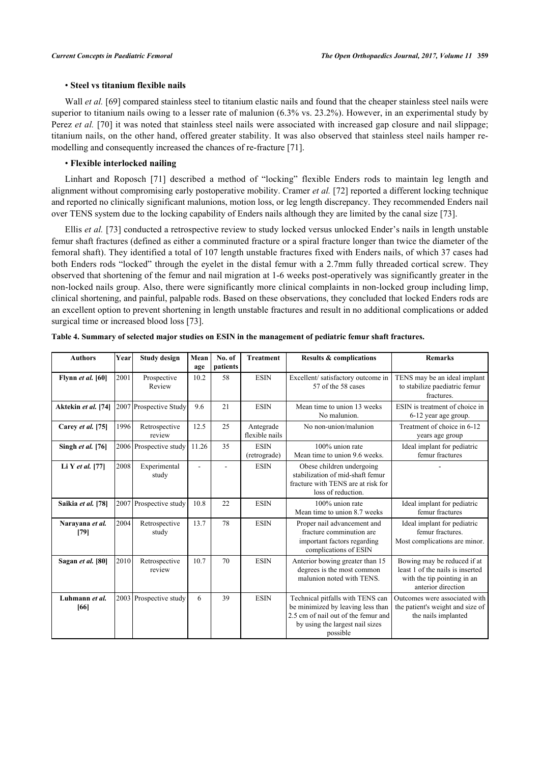• **Steel vs titanium flexible nails**

Wall *et al.* [69] compared stainless steel to titanium elastic nails and found that the cheaper stainless steel nails were superior to titanium nails owing to a lesser rate of malunion (6.3% vs. 23.2%). However, in an experimental study by Perez *et al.* [70] it was noted that stainless steel nails were associated with increased gap closure and nail slippage; titanium nails, on the other hand, offered greater stability. It was also observed that stainless steel nails hamper re-modelling and consequently increased the chances of re-fracture [71].

• **Flexible interlocked nailing**

Linhart and Roposch [71] described a method of "locking" flexible Enders rods to maintain leg length and alignment without compromising early postoperative mobility. Cramer *et al.* [72] reported a different locking technique and reported no clinically significant malunions, motion loss, or leg length discrepancy. They recommended Enders nail over TENS system due to the locking capability of Enders nails although they are limited by the canal size [73].

Ellis *et al.* [73] conducted a retrospective review to study locked versus unlocked Ender's nails in length unstable femur shaft fractures (defined as either a comminuted fracture or a spiral fracture longer than twice the diameter of the femoral shaft). They identified a total of 107 length unstable fractures fixed with Enders nails, of which 37 cases had both Enders rods "locked" through the eyelet in the distal femur with a 2.7mm fully threaded cortical screw. They observed that shortening of the femur and nail migration at 1-6 weeks post-operatively was significantly greater in the non-locked nails group. Also, there were significantly more clinical complaints in non-locked group including limp, clinical shortening, and painful, palpable rods. Based on these observations, they concluded that locked Enders rods are an excellent option to prevent shortening in length unstable fractures and result in no additional complications or added surgical time or increased blood loss [73].

**Table 4. Summary of selected major studies on ESIN in the management of pediatric femur shaft fractures.**

| Authors | Year | Study design | Mean age | No. of patients | Treatment | Results & complications | Remarks |
|---|---|---|---|---|---|---|---|
| **Flynn *et al.* [60]** | 2001 | Prospective Review | 10.2 | 58 | ESIN | Excellent/ satisfactory outcome in 57 of the 58 cases | TENS may be an ideal implant to stabilize paediatric femur fractures. |
| **Aktekin *et al.* [74]** | 2007 | Prospective Study | 9.6 | 21 | ESIN | Mean time to union 13 weeks No malunion. | ESIN is treatment of choice in 6-12 year age group. |
| **Carey *et al.* [75]** | 1996 | Retrospective review | 12.5 | 25 | Antegrade flexible nails | No non-union/malunion | Treatment of choice in 6-12 years age group |
| **Singh *et al.* [76]** | 2006 | Prospective study | 11.26 | 35 | ESIN (retrograde) | 100% union rate Mean time to union 9.6 weeks. | Ideal implant for pediatric femur fractures |
| **Li Y *et al.* [77]** | 2008 | Experimental study | - | - | ESIN | Obese children undergoing stabilization of mid-shaft femur fracture with TENS are at risk for loss of reduction. | - |
| **Saikia *et al.* [78]** | 2007 | Prospective study | 10.8 | 22 | ESIN | 100% union rate Mean time to union 8.7 weeks | Ideal implant for pediatric femur fractures |
| **Narayana *et al.* [79]** | 2004 | Retrospective study | 13.7 | 78 | ESIN | Proper nail advancement and fracture comminution are important factors regarding complications of ESIN | Ideal implant for pediatric femur fractures. Most complications are minor. |
| **Sagan *et al.* [80]** | 2010 | Retrospective review | 10.7 | 70 | ESIN | Anterior bowing greater than 15 degrees is the most common malunion noted with TENS. | Bowing may be reduced if at least 1 of the nails is inserted with the tip pointing in an anterior direction |
| **Luhmann *et al.* [66]** | 2003 | Prospective study | 6 | 39 | ESIN | Technical pitfalls with TENS can be minimized by leaving less than 2.5 cm of nail out of the femur and by using the largest nail sizes possible | Outcomes were associated with the patient's weight and size of the nails implanted |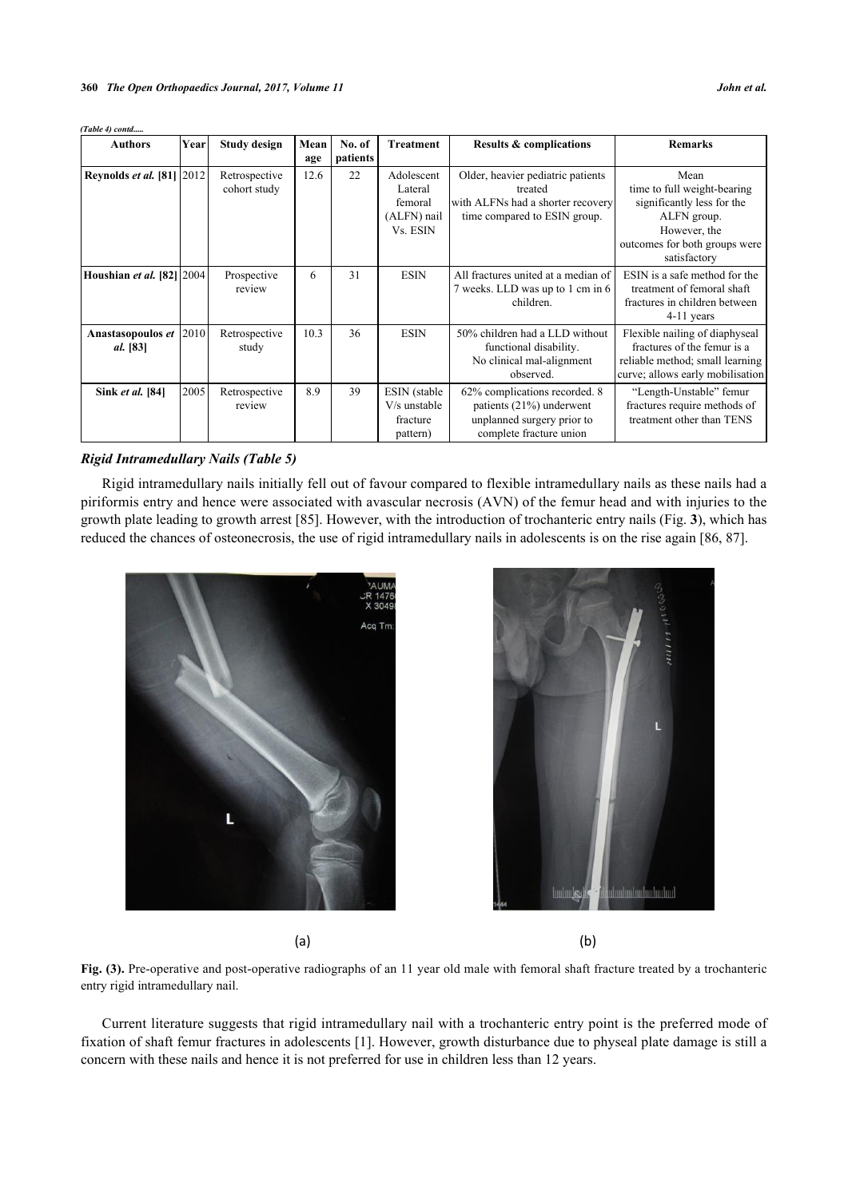*(Table 4) contd.....*

| Authors | Year | Study design | Mean age | No. of patients | Treatment | Results & complications | Remarks |
|---|---|---|---|---|---|---|---|
| **Reynolds *et al.* [81]** | 2012 | Retrospective cohort study | 12.6 | 22 | Adolescent Lateral femoral (ALFN) nail Vs. ESIN | Older, heavier pediatric patients treated with ALFNs had a shorter recovery time compared to ESIN group. | Mean time to full weight-bearing significantly less for the ALFN group. However, the outcomes for both groups were satisfactory |
| **Houshian *et al.* [82]** | 2004 | Prospective review | 6 | 31 | ESIN | All fractures united at a median of 7 weeks. LLD was up to 1 cm in 6 children. | ESIN is a safe method for the treatment of femoral shaft fractures in children between 4-11 years |
| **Anastasopoulos *et al.* [83]** | 2010 | Retrospective study | 10.3 | 36 | ESIN | 50% children had a LLD without functional disability. No clinical mal-alignment observed. | Flexible nailing of diaphyseal fractures of the femur is a reliable method; small learning curve; allows early mobilisation |
| **Sink *et al.* [84]** | 2005 | Retrospective review | 8.9 | 39 | ESIN (stable V/s unstable fracture pattern) | 62% complications recorded. 8 patients (21%) underwent unplanned surgery prior to complete fracture union | "Length-Unstable" femur fractures require methods of treatment other than TENS |

### *Rigid Intramedullary Nails (Table 5)*

Rigid intramedullary nails initially fell out of favour compared to flexible intramedullary nails as these nails had a piriformis entry and hence were associated with avascular necrosis (AVN) of the femur head and with injuries to the growth plate leading to growth arrest [85]. However, with the introduction of trochanteric entry nails (Fig. **3**), which has reduced the chances of osteonecrosis, the use of rigid intramedullary nails in adolescents is on the rise again [86, 87].

(a) (b)

**Fig. (3).** Pre-operative and post-operative radiographs of an 11 year old male with femoral shaft fracture treated by a trochanteric entry rigid intramedullary nail.

Current literature suggests that rigid intramedullary nail with a trochanteric entry point is the preferred mode of fixation of shaft femur fractures in adolescents [1]. However, growth disturbance due to physeal plate damage is still a concern with these nails and hence it is not preferred for use in children less than 12 years.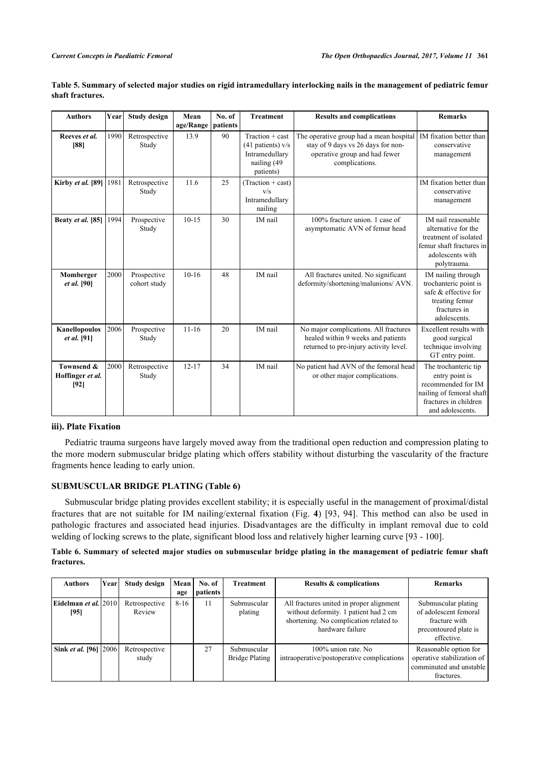**Table 5. Summary of selected major studies on rigid intramedullary interlocking nails in the management of pediatric femur shaft fractures.**

| Authors | Year | Study design | Mean age/Range | No. of patients | Treatment | Results and complications | Remarks |
|---|---|---|---|---|---|---|---|
| **Reeves *et al.* [88]** | 1990 | Retrospective Study | 13.9 | 90 | Traction + cast (41 patients) v/s Intramedullary nailing (49 patients) | The operative group had a mean hospital stay of 9 days vs 26 days for non-operative group and had fewer complications. | IM fixation better than conservative management |
| **Kirby *et al.* [89]** | 1981 | Retrospective Study | 11.6 | 25 | (Traction + cast) v/s Intramedullary nailing | | IM fixation better than conservative management |
| **Beaty *et al.* [85]** | 1994 | Prospective Study | 10-15 | 30 | IM nail | 100% fracture union. 1 case of asymptomatic AVN of femur head | IM nail reasonable alternative for the treatment of isolated femur shaft fractures in adolescents with polytrauma. |
| **Momberger *et al.* [90]** | 2000 | Prospective cohort study | 10-16 | 48 | IM nail | All fractures united. No significant deformity/shortening/malunions/ AVN. | IM nailing through trochanteric point is safe & effective for treating femur fractures in adolescents. |
| **Kanellopoulos *et al.* [91]** | 2006 | Prospective Study | 11-16 | 20 | IM nail | No major complications. All fractures healed within 9 weeks and patients returned to pre-injury activity level. | Excellent results with good surgical technique involving GT entry point. |
| **Townsend & Hoffinger *et al.* [92]** | 2000 | Retrospective Study | 12-17 | 34 | IM nail | No patient had AVN of the femoral head or other major complications. | The trochanteric tip entry point is recommended for IM nailing of femoral shaft fractures in children and adolescents. |

#### iii). Plate Fixation

Pediatric trauma surgeons have largely moved away from the traditional open reduction and compression plating to the more modern submuscular bridge plating which offers stability without disturbing the vascularity of the fracture fragments hence leading to early union.

### SUBMUSCULAR BRIDGE PLATING (Table 6)

Submuscular bridge plating provides excellent stability; it is especially useful in the management of proximal/distal fractures that are not suitable for IM nailing/external fixation (Fig. **4**) [93, 94]. This method can also be used in pathologic fractures and associated head injuries. Disadvantages are the difficulty in implant removal due to cold welding of locking screws to the plate, significant blood loss and relatively higher learning curve [93 - 100].

**Table 6. Summary of selected major studies on submuscular bridge plating in the management of pediatric femur shaft fractures.**

| Authors | Year | Study design | Mean age | No. of patients | Treatment | Results & complications | Remarks |
|---|---|---|---|---|---|---|---|
| **Eidelman *et al.* [95]** | 2010 | Retrospective Review | 8-16 | 11 | Submuscular plating | All fractures united in proper alignment without deformity. 1 patient had 2 cm shortening. No complication related to hardware failure | Submuscular plating of adolescent femoral fracture with precontoured plate is effective. |
| **Sink *et al.* [96]** | 2006 | Retrospective study | | 27 | Submuscular Bridge Plating | 100% union rate. No intraoperative/postoperative complications | Reasonable option for operative stabilization of comminuted and unstable fractures. |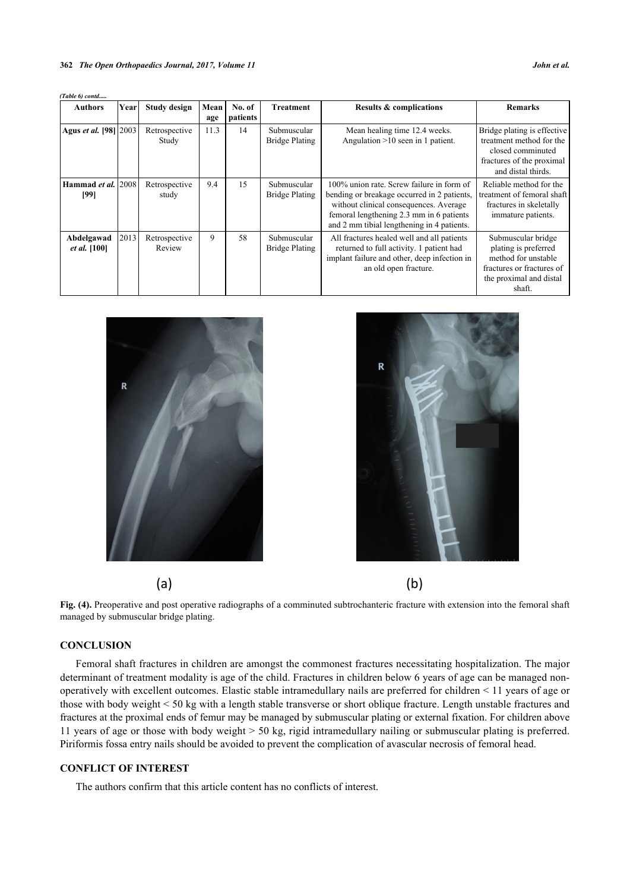*(Table 6) contd.....*

| Authors | Year | Study design | Mean age | No. of patients | Treatment | Results & complications | Remarks |
|---|---|---|---|---|---|---|---|
| **Agus *et al.* [98]** | 2003 | Retrospective Study | 11.3 | 14 | Submuscular Bridge Plating | Mean healing time 12.4 weeks. Angulation >10 seen in 1 patient. | Bridge plating is effective treatment method for the closed comminuted fractures of the proximal and distal thirds. |
| **Hammad *et al.* [99]** | 2008 | Retrospective study | 9.4 | 15 | Submuscular Bridge Plating | 100% union rate. Screw failure in form of bending or breakage occurred in 2 patients, without clinical consequences. Average femoral lengthening 2.3 mm in 6 patients and 2 mm tibial lengthening in 4 patients. | Reliable method for the treatment of femoral shaft fractures in skeletally immature patients. |
| **Abdelgawad *et al.* [100]** | 2013 | Retrospective Review | 9 | 58 | Submuscular Bridge Plating | All fractures healed well and all patients returned to full activity. 1 patient had implant failure and other, deep infection in an old open fracture. | Submuscular bridge plating is preferred method for unstable fractures or fractures of the proximal and distal shaft. |

(a) (b)

**Fig. (4).** Preoperative and post operative radiographs of a comminuted subtrochanteric fracture with extension into the femoral shaft managed by submuscular bridge plating.

## CONCLUSION

Femoral shaft fractures in children are amongst the commonest fractures necessitating hospitalization. The major determinant of treatment modality is age of the child. Fractures in children below 6 years of age can be managed non-operatively with excellent outcomes. Elastic stable intramedullary nails are preferred for children < 11 years of age or those with body weight < 50 kg with a length stable transverse or short oblique fracture. Length unstable fractures and fractures at the proximal ends of femur may be managed by submuscular plating or external fixation. For children above 11 years of age or those with body weight > 50 kg, rigid intramedullary nailing or submuscular plating is preferred. Piriformis fossa entry nails should be avoided to prevent the complication of avascular necrosis of femoral head.

## CONFLICT OF INTEREST

The authors confirm that this article content has no conflicts of interest.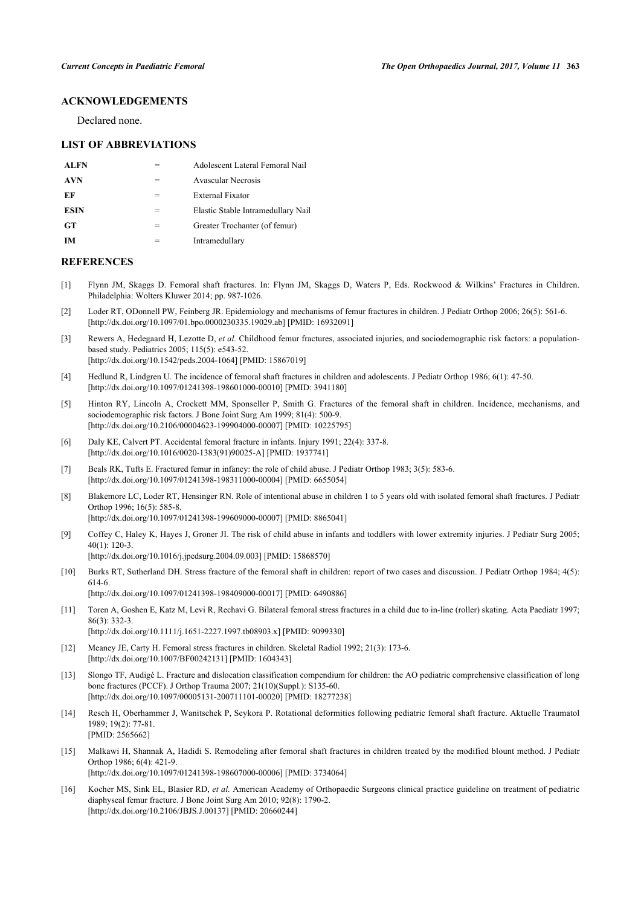## ACKNOWLEDGEMENTS

Declared none.

## LIST OF ABBREVIATIONS

| | | |
|---|---|---|
| **ALFN** | = | Adolescent Lateral Femoral Nail |
| **AVN** | = | Avascular Necrosis |
| **EF** | = | External Fixator |
| **ESIN** | = | Elastic Stable Intramedullary Nail |
| **GT** | = | Greater Trochanter (of femur) |
| **IM** | = | Intramedullary |

## REFERENCES

[1] Flynn JM, Skaggs D. Femoral shaft fractures. In: Flynn JM, Skaggs D, Waters P, Eds. Rockwood & Wilkins' Fractures in Children. Philadelphia: Wolters Kluwer 2014; pp. 987-1026.

[2] Loder RT, ODonnell PW, Feinberg JR. Epidemiology and mechanisms of femur fractures in children. J Pediatr Orthop 2006; 26(5): 561-6. [http://dx.doi.org/10.1097/01.bpo.0000230335.19029.ab] [PMID: 16932091]

[3] Rewers A, Hedegaard H, Lezotte D, *et al.* Childhood femur fractures, associated injuries, and sociodemographic risk factors: a population-based study. Pediatrics 2005; 115(5): e543-52. [http://dx.doi.org/10.1542/peds.2004-1064] [PMID: 15867019]

[4] Hedlund R, Lindgren U. The incidence of femoral shaft fractures in children and adolescents. J Pediatr Orthop 1986; 6(1): 47-50. [http://dx.doi.org/10.1097/01241398-198601000-00010] [PMID: 3941180]

[5] Hinton RY, Lincoln A, Crockett MM, Sponseller P, Smith G. Fractures of the femoral shaft in children. Incidence, mechanisms, and sociodemographic risk factors. J Bone Joint Surg Am 1999; 81(4): 500-9. [http://dx.doi.org/10.2106/00004623-199904000-00007] [PMID: 10225795]

[6] Daly KE, Calvert PT. Accidental femoral fracture in infants. Injury 1991; 22(4): 337-8. [http://dx.doi.org/10.1016/0020-1383(91)90025-A] [PMID: 1937741]

[7] Beals RK, Tufts E. Fractured femur in infancy: the role of child abuse. J Pediatr Orthop 1983; 3(5): 583-6. [http://dx.doi.org/10.1097/01241398-198311000-00004] [PMID: 6655054]

[8] Blakemore LC, Loder RT, Hensinger RN. Role of intentional abuse in children 1 to 5 years old with isolated femoral shaft fractures. J Pediatr Orthop 1996; 16(5): 585-8. [http://dx.doi.org/10.1097/01241398-199609000-00007] [PMID: 8865041]

[9] Coffey C, Haley K, Hayes J, Groner JI. The risk of child abuse in infants and toddlers with lower extremity injuries. J Pediatr Surg 2005; 40(1): 120-3. [http://dx.doi.org/10.1016/j.jpedsurg.2004.09.003] [PMID: 15868570]

[10] Burks RT, Sutherland DH. Stress fracture of the femoral shaft in children: report of two cases and discussion. J Pediatr Orthop 1984; 4(5): 614-6. [http://dx.doi.org/10.1097/01241398-198409000-00017] [PMID: 6490886]

[11] Toren A, Goshen E, Katz M, Levi R, Rechavi G. Bilateral femoral stress fractures in a child due to in-line (roller) skating. Acta Paediatr 1997; 86(3): 332-3. [http://dx.doi.org/10.1111/j.1651-2227.1997.tb08903.x] [PMID: 9099330]

[12] Meaney JE, Carty H. Femoral stress fractures in children. Skeletal Radiol 1992; 21(3): 173-6. [http://dx.doi.org/10.1007/BF00242131] [PMID: 1604343]

[13] Slongo TF, Audigé L. Fracture and dislocation classification compendium for children: the AO pediatric comprehensive classification of long bone fractures (PCCF). J Orthop Trauma 2007; 21(10)(Suppl.): S135-60. [http://dx.doi.org/10.1097/00005131-200711101-00020] [PMID: 18277238]

[14] Resch H, Oberhammer J, Wanitschek P, Seykora P. Rotational deformities following pediatric femoral shaft fracture. Aktuelle Traumatol 1989; 19(2): 77-81. [PMID: 2565662]

[15] Malkawi H, Shannak A, Hadidi S. Remodeling after femoral shaft fractures in children treated by the modified blount method. J Pediatr Orthop 1986; 6(4): 421-9. [http://dx.doi.org/10.1097/01241398-198607000-00006] [PMID: 3734064]

[16] Kocher MS, Sink EL, Blasier RD, *et al.* American Academy of Orthopaedic Surgeons clinical practice guideline on treatment of pediatric diaphyseal femur fracture. J Bone Joint Surg Am 2010; 92(8): 1790-2. [http://dx.doi.org/10.2106/JBJS.J.00137] [PMID: 20660244]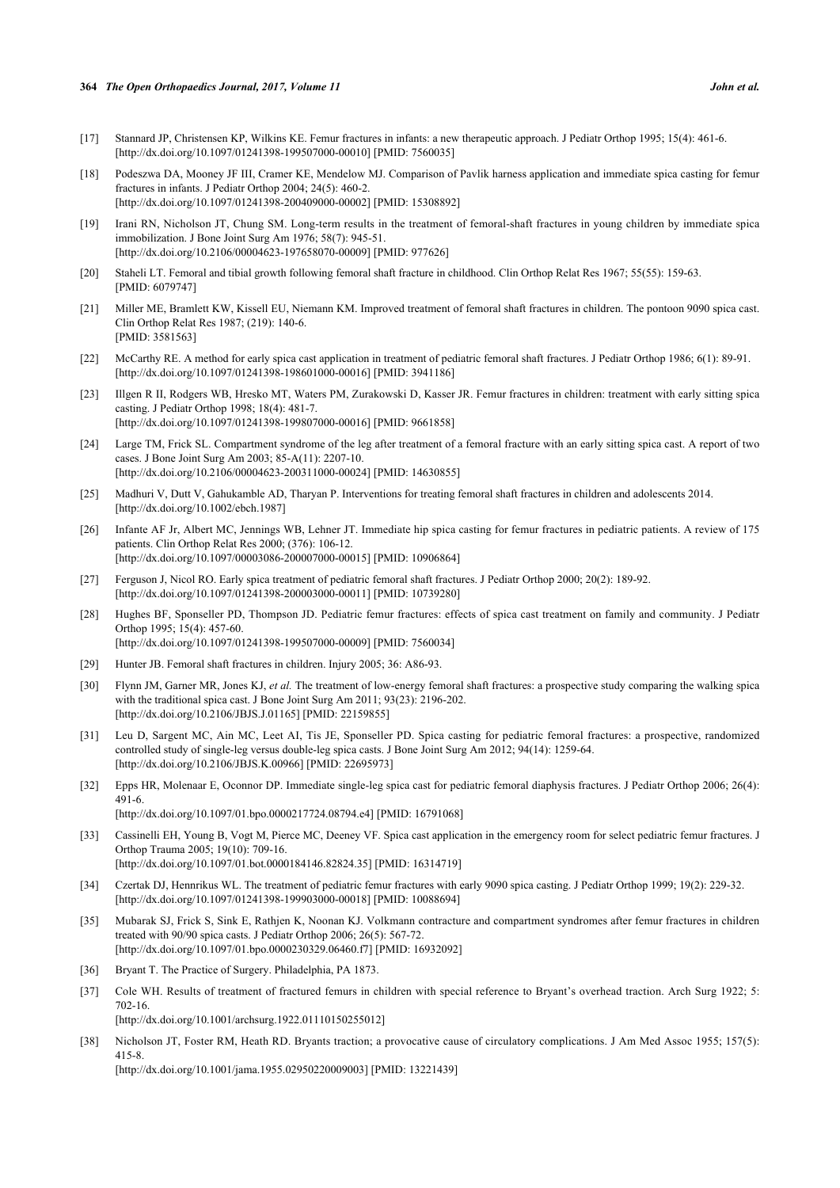[17] Stannard JP, Christensen KP, Wilkins KE. Femur fractures in infants: a new therapeutic approach. J Pediatr Orthop 1995; 15(4): 461-6. [http://dx.doi.org/10.1097/01241398-199507000-00010] [PMID: 7560035]

[18] Podeszwa DA, Mooney JF III, Cramer KE, Mendelow MJ. Comparison of Pavlik harness application and immediate spica casting for femur fractures in infants. J Pediatr Orthop 2004; 24(5): 460-2. [http://dx.doi.org/10.1097/01241398-200409000-00002] [PMID: 15308892]

[19] Irani RN, Nicholson JT, Chung SM. Long-term results in the treatment of femoral-shaft fractures in young children by immediate spica immobilization. J Bone Joint Surg Am 1976; 58(7): 945-51. [http://dx.doi.org/10.2106/00004623-197658070-00009] [PMID: 977626]

[20] Staheli LT. Femoral and tibial growth following femoral shaft fracture in childhood. Clin Orthop Relat Res 1967; 55(55): 159-63. [PMID: 6079747]

[21] Miller ME, Bramlett KW, Kissell EU, Niemann KM. Improved treatment of femoral shaft fractures in children. The pontoon 9090 spica cast. Clin Orthop Relat Res 1987; (219): 140-6. [PMID: 3581563]

[22] McCarthy RE. A method for early spica cast application in treatment of pediatric femoral shaft fractures. J Pediatr Orthop 1986; 6(1): 89-91. [http://dx.doi.org/10.1097/01241398-198601000-00016] [PMID: 3941186]

[23] Illgen R II, Rodgers WB, Hresko MT, Waters PM, Zurakowski D, Kasser JR. Femur fractures in children: treatment with early sitting spica casting. J Pediatr Orthop 1998; 18(4): 481-7. [http://dx.doi.org/10.1097/01241398-199807000-00016] [PMID: 9661858]

[24] Large TM, Frick SL. Compartment syndrome of the leg after treatment of a femoral fracture with an early sitting spica cast. A report of two cases. J Bone Joint Surg Am 2003; 85-A(11): 2207-10. [http://dx.doi.org/10.2106/00004623-200311000-00024] [PMID: 14630855]

[25] Madhuri V, Dutt V, Gahukamble AD, Tharyan P. Interventions for treating femoral shaft fractures in children and adolescents 2014. [http://dx.doi.org/10.1002/ebch.1987]

[26] Infante AF Jr, Albert MC, Jennings WB, Lehner JT. Immediate hip spica casting for femur fractures in pediatric patients. A review of 175 patients. Clin Orthop Relat Res 2000; (376): 106-12. [http://dx.doi.org/10.1097/00003086-200007000-00015] [PMID: 10906864]

[27] Ferguson J, Nicol RO. Early spica treatment of pediatric femoral shaft fractures. J Pediatr Orthop 2000; 20(2): 189-92. [http://dx.doi.org/10.1097/01241398-200003000-00011] [PMID: 10739280]

[28] Hughes BF, Sponseller PD, Thompson JD. Pediatric femur fractures: effects of spica cast treatment on family and community. J Pediatr Orthop 1995; 15(4): 457-60. [http://dx.doi.org/10.1097/01241398-199507000-00009] [PMID: 7560034]

[29] Hunter JB. Femoral shaft fractures in children. Injury 2005; 36: A86-93.

[30] Flynn JM, Garner MR, Jones KJ, *et al.* The treatment of low-energy femoral shaft fractures: a prospective study comparing the walking spica with the traditional spica cast. J Bone Joint Surg Am 2011; 93(23): 2196-202. [http://dx.doi.org/10.2106/JBJS.J.01165] [PMID: 22159855]

[31] Leu D, Sargent MC, Ain MC, Leet AI, Tis JE, Sponseller PD. Spica casting for pediatric femoral fractures: a prospective, randomized controlled study of single-leg versus double-leg spica casts. J Bone Joint Surg Am 2012; 94(14): 1259-64. [http://dx.doi.org/10.2106/JBJS.K.00966] [PMID: 22695973]

[32] Epps HR, Molenaar E, Oconnor DP. Immediate single-leg spica cast for pediatric femoral diaphysis fractures. J Pediatr Orthop 2006; 26(4): 491-6. [http://dx.doi.org/10.1097/01.bpo.0000217724.08794.e4] [PMID: 16791068]

[33] Cassinelli EH, Young B, Vogt M, Pierce MC, Deeney VF. Spica cast application in the emergency room for select pediatric femur fractures. J Orthop Trauma 2005; 19(10): 709-16. [http://dx.doi.org/10.1097/01.bot.0000184146.82824.35] [PMID: 16314719]

[34] Czertak DJ, Hennrikus WL. The treatment of pediatric femur fractures with early 9090 spica casting. J Pediatr Orthop 1999; 19(2): 229-32. [http://dx.doi.org/10.1097/01241398-199903000-00018] [PMID: 10088694]

[35] Mubarak SJ, Frick S, Sink E, Rathjen K, Noonan KJ. Volkmann contracture and compartment syndromes after femur fractures in children treated with 90/90 spica casts. J Pediatr Orthop 2006; 26(5): 567-72. [http://dx.doi.org/10.1097/01.bpo.0000230329.06460.f7] [PMID: 16932092]

[36] Bryant T. The Practice of Surgery. Philadelphia, PA 1873.

[37] Cole WH. Results of treatment of fractured femurs in children with special reference to Bryant's overhead traction. Arch Surg 1922; 5: 702-16. [http://dx.doi.org/10.1001/archsurg.1922.01110150255012]

[38] Nicholson JT, Foster RM, Heath RD. Bryants traction; a provocative cause of circulatory complications. J Am Med Assoc 1955; 157(5): 415-8. [http://dx.doi.org/10.1001/jama.1955.02950220009003] [PMID: 13221439]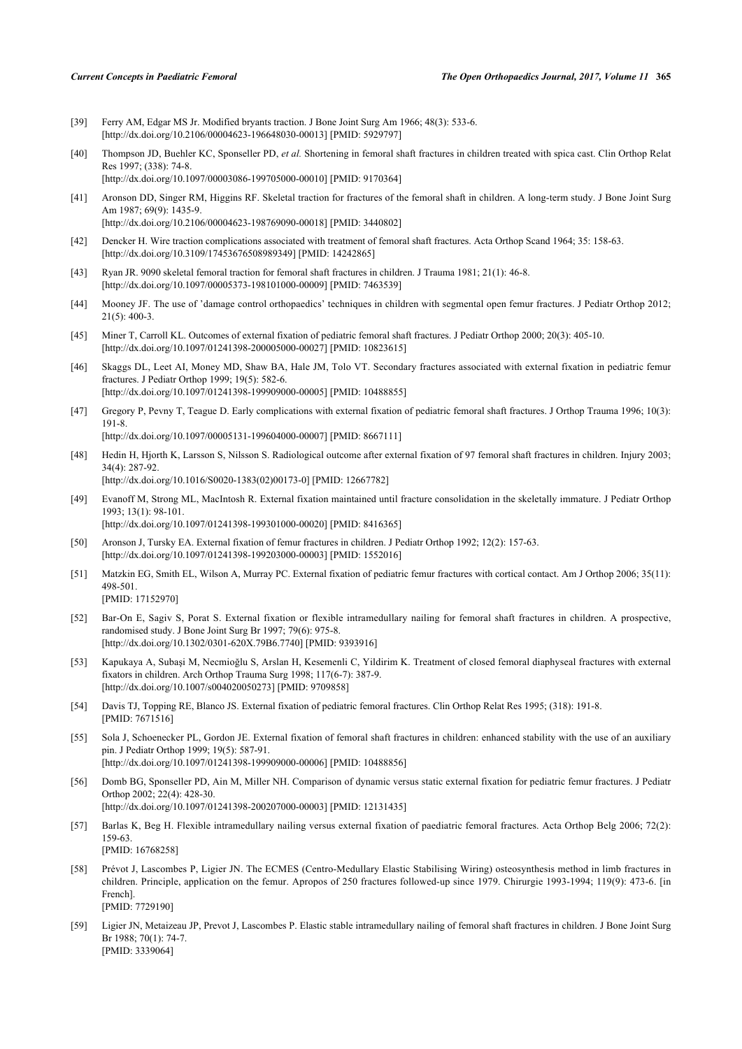[39] Ferry AM, Edgar MS Jr. Modified bryants traction. J Bone Joint Surg Am 1966; 48(3): 533-6. [http://dx.doi.org/10.2106/00004623-196648030-00013] [PMID: 5929797]

[40] Thompson JD, Buehler KC, Sponseller PD, *et al.* Shortening in femoral shaft fractures in children treated with spica cast. Clin Orthop Relat Res 1997; (338): 74-8. [http://dx.doi.org/10.1097/00003086-199705000-00010] [PMID: 9170364]

[41] Aronson DD, Singer RM, Higgins RF. Skeletal traction for fractures of the femoral shaft in children. A long-term study. J Bone Joint Surg Am 1987; 69(9): 1435-9. [http://dx.doi.org/10.2106/00004623-198769090-00018] [PMID: 3440802]

[42] Dencker H. Wire traction complications associated with treatment of femoral shaft fractures. Acta Orthop Scand 1964; 35: 158-63. [http://dx.doi.org/10.3109/17453676508989349] [PMID: 14242865]

[43] Ryan JR. 9090 skeletal femoral traction for femoral shaft fractures in children. J Trauma 1981; 21(1): 46-8. [http://dx.doi.org/10.1097/00005373-198101000-00009] [PMID: 7463539]

[44] Mooney JF. The use of 'damage control orthopaedics' techniques in children with segmental open femur fractures. J Pediatr Orthop 2012; 21(5): 400-3.

[45] Miner T, Carroll KL. Outcomes of external fixation of pediatric femoral shaft fractures. J Pediatr Orthop 2000; 20(3): 405-10. [http://dx.doi.org/10.1097/01241398-200005000-00027] [PMID: 10823615]

[46] Skaggs DL, Leet AI, Money MD, Shaw BA, Hale JM, Tolo VT. Secondary fractures associated with external fixation in pediatric femur fractures. J Pediatr Orthop 1999; 19(5): 582-6. [http://dx.doi.org/10.1097/01241398-199909000-00005] [PMID: 10488855]

[47] Gregory P, Pevny T, Teague D. Early complications with external fixation of pediatric femoral shaft fractures. J Orthop Trauma 1996; 10(3): 191-8. [http://dx.doi.org/10.1097/00005131-199604000-00007] [PMID: 8667111]

[48] Hedin H, Hjorth K, Larsson S, Nilsson S. Radiological outcome after external fixation of 97 femoral shaft fractures in children. Injury 2003; 34(4): 287-92. [http://dx.doi.org/10.1016/S0020-1383(02)00173-0] [PMID: 12667782]

[49] Evanoff M, Strong ML, MacIntosh R. External fixation maintained until fracture consolidation in the skeletally immature. J Pediatr Orthop 1993; 13(1): 98-101. [http://dx.doi.org/10.1097/01241398-199301000-00020] [PMID: 8416365]

[50] Aronson J, Tursky EA. External fixation of femur fractures in children. J Pediatr Orthop 1992; 12(2): 157-63. [http://dx.doi.org/10.1097/01241398-199203000-00003] [PMID: 1552016]

[51] Matzkin EG, Smith EL, Wilson A, Murray PC. External fixation of pediatric femur fractures with cortical contact. Am J Orthop 2006; 35(11): 498-501. [PMID: 17152970]

[52] Bar-On E, Sagiv S, Porat S. External fixation or flexible intramedullary nailing for femoral shaft fractures in children. A prospective, randomised study. J Bone Joint Surg Br 1997; 79(6): 975-8. [http://dx.doi.org/10.1302/0301-620X.79B6.7740] [PMID: 9393916]

[53] Kapukaya A, Subaşi M, Necmioğlu S, Arslan H, Kesemenli C, Yildirim K. Treatment of closed femoral diaphyseal fractures with external fixators in children. Arch Orthop Trauma Surg 1998; 117(6-7): 387-9. [http://dx.doi.org/10.1007/s004020050273] [PMID: 9709858]

[54] Davis TJ, Topping RE, Blanco JS. External fixation of pediatric femoral fractures. Clin Orthop Relat Res 1995; (318): 191-8. [PMID: 7671516]

[55] Sola J, Schoenecker PL, Gordon JE. External fixation of femoral shaft fractures in children: enhanced stability with the use of an auxiliary pin. J Pediatr Orthop 1999; 19(5): 587-91. [http://dx.doi.org/10.1097/01241398-199909000-00006] [PMID: 10488856]

[56] Domb BG, Sponseller PD, Ain M, Miller NH. Comparison of dynamic versus static external fixation for pediatric femur fractures. J Pediatr Orthop 2002; 22(4): 428-30. [http://dx.doi.org/10.1097/01241398-200207000-00003] [PMID: 12131435]

[57] Barlas K, Beg H. Flexible intramedullary nailing versus external fixation of paediatric femoral fractures. Acta Orthop Belg 2006; 72(2): 159-63. [PMID: 16768258]

[58] Prévot J, Lascombes P, Ligier JN. The ECMES (Centro-Medullary Elastic Stabilising Wiring) osteosynthesis method in limb fractures in children. Principle, application on the femur. Apropos of 250 fractures followed-up since 1979. Chirurgie 1993-1994; 119(9): 473-6. [in French]. [PMID: 7729190]

[59] Ligier JN, Metaizeau JP, Prevot J, Lascombes P. Elastic stable intramedullary nailing of femoral shaft fractures in children. J Bone Joint Surg Br 1988; 70(1): 74-7. [PMID: 3339064]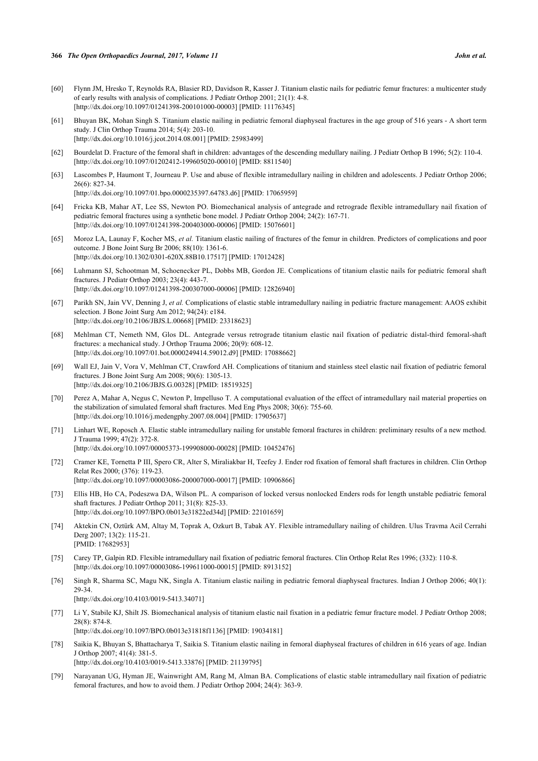[60] Flynn JM, Hresko T, Reynolds RA, Blasier RD, Davidson R, Kasser J. Titanium elastic nails for pediatric femur fractures: a multicenter study of early results with analysis of complications. J Pediatr Orthop 2001; 21(1): 4-8. [http://dx.doi.org/10.1097/01241398-200101000-00003] [PMID: 11176345]

[61] Bhuyan BK, Mohan Singh S. Titanium elastic nailing in pediatric femoral diaphyseal fractures in the age group of 516 years - A short term study. J Clin Orthop Trauma 2014; 5(4): 203-10. [http://dx.doi.org/10.1016/j.jcot.2014.08.001] [PMID: 25983499]

[62] Bourdelat D. Fracture of the femoral shaft in children: advantages of the descending medullary nailing. J Pediatr Orthop B 1996; 5(2): 110-4. [http://dx.doi.org/10.1097/01202412-199605020-00010] [PMID: 8811540]

[63] Lascombes P, Haumont T, Journeau P. Use and abuse of flexible intramedullary nailing in children and adolescents. J Pediatr Orthop 2006; 26(6): 827-34. [http://dx.doi.org/10.1097/01.bpo.0000235397.64783.d6] [PMID: 17065959]

[64] Fricka KB, Mahar AT, Lee SS, Newton PO. Biomechanical analysis of antegrade and retrograde flexible intramedullary nail fixation of pediatric femoral fractures using a synthetic bone model. J Pediatr Orthop 2004; 24(2): 167-71. [http://dx.doi.org/10.1097/01241398-200403000-00006] [PMID: 15076601]

[65] Moroz LA, Launay F, Kocher MS, *et al.* Titanium elastic nailing of fractures of the femur in children. Predictors of complications and poor outcome. J Bone Joint Surg Br 2006; 88(10): 1361-6. [http://dx.doi.org/10.1302/0301-620X.88B10.17517] [PMID: 17012428]

[66] Luhmann SJ, Schootman M, Schoenecker PL, Dobbs MB, Gordon JE. Complications of titanium elastic nails for pediatric femoral shaft fractures. J Pediatr Orthop 2003; 23(4): 443-7. [http://dx.doi.org/10.1097/01241398-200307000-00006] [PMID: 12826940]

[67] Parikh SN, Jain VV, Denning J, *et al.* Complications of elastic stable intramedullary nailing in pediatric fracture management: AAOS exhibit selection. J Bone Joint Surg Am 2012; 94(24): e184. [http://dx.doi.org/10.2106/JBJS.L.00668] [PMID: 23318623]

[68] Mehlman CT, Nemeth NM, Glos DL. Antegrade versus retrograde titanium elastic nail fixation of pediatric distal-third femoral-shaft fractures: a mechanical study. J Orthop Trauma 2006; 20(9): 608-12. [http://dx.doi.org/10.1097/01.bot.0000249414.59012.d9] [PMID: 17088662]

[69] Wall EJ, Jain V, Vora V, Mehlman CT, Crawford AH. Complications of titanium and stainless steel elastic nail fixation of pediatric femoral fractures. J Bone Joint Surg Am 2008; 90(6): 1305-13. [http://dx.doi.org/10.2106/JBJS.G.00328] [PMID: 18519325]

[70] Perez A, Mahar A, Negus C, Newton P, Impelluso T. A computational evaluation of the effect of intramedullary nail material properties on the stabilization of simulated femoral shaft fractures. Med Eng Phys 2008; 30(6): 755-60. [http://dx.doi.org/10.1016/j.medengphy.2007.08.004] [PMID: 17905637]

[71] Linhart WE, Roposch A. Elastic stable intramedullary nailing for unstable femoral fractures in children: preliminary results of a new method. J Trauma 1999; 47(2): 372-8. [http://dx.doi.org/10.1097/00005373-199908000-00028] [PMID: 10452476]

[72] Cramer KE, Tornetta P III, Spero CR, Alter S, Miraliakbar H, Teefey J. Ender rod fixation of femoral shaft fractures in children. Clin Orthop Relat Res 2000; (376): 119-23. [http://dx.doi.org/10.1097/00003086-200007000-00017] [PMID: 10906866]

[73] Ellis HB, Ho CA, Podeszwa DA, Wilson PL. A comparison of locked versus nonlocked Enders rods for length unstable pediatric femoral shaft fractures. J Pediatr Orthop 2011; 31(8): 825-33. [http://dx.doi.org/10.1097/BPO.0b013e31822ed34d] [PMID: 22101659]

[74] Aktekin CN, Oztürk AM, Altay M, Toprak A, Ozkurt B, Tabak AY. Flexible intramedullary nailing of children. Ulus Travma Acil Cerrahi Derg 2007; 13(2): 115-21. [PMID: 17682953]

[75] Carey TP, Galpin RD. Flexible intramedullary nail fixation of pediatric femoral fractures. Clin Orthop Relat Res 1996; (332): 110-8. [http://dx.doi.org/10.1097/00003086-199611000-00015] [PMID: 8913152]

[76] Singh R, Sharma SC, Magu NK, Singla A. Titanium elastic nailing in pediatric femoral diaphyseal fractures. Indian J Orthop 2006; 40(1): 29-34. [http://dx.doi.org/10.4103/0019-5413.34071]

[77] Li Y, Stabile KJ, Shilt JS. Biomechanical analysis of titanium elastic nail fixation in a pediatric femur fracture model. J Pediatr Orthop 2008; 28(8): 874-8. [http://dx.doi.org/10.1097/BPO.0b013e31818f1136] [PMID: 19034181]

[78] Saikia K, Bhuyan S, Bhattacharya T, Saikia S. Titanium elastic nailing in femoral diaphyseal fractures of children in 616 years of age. Indian J Orthop 2007; 41(4): 381-5. [http://dx.doi.org/10.4103/0019-5413.33876] [PMID: 21139795]

[79] Narayanan UG, Hyman JE, Wainwright AM, Rang M, Alman BA. Complications of elastic stable intramedullary nail fixation of pediatric femoral fractures, and how to avoid them. J Pediatr Orthop 2004; 24(4): 363-9.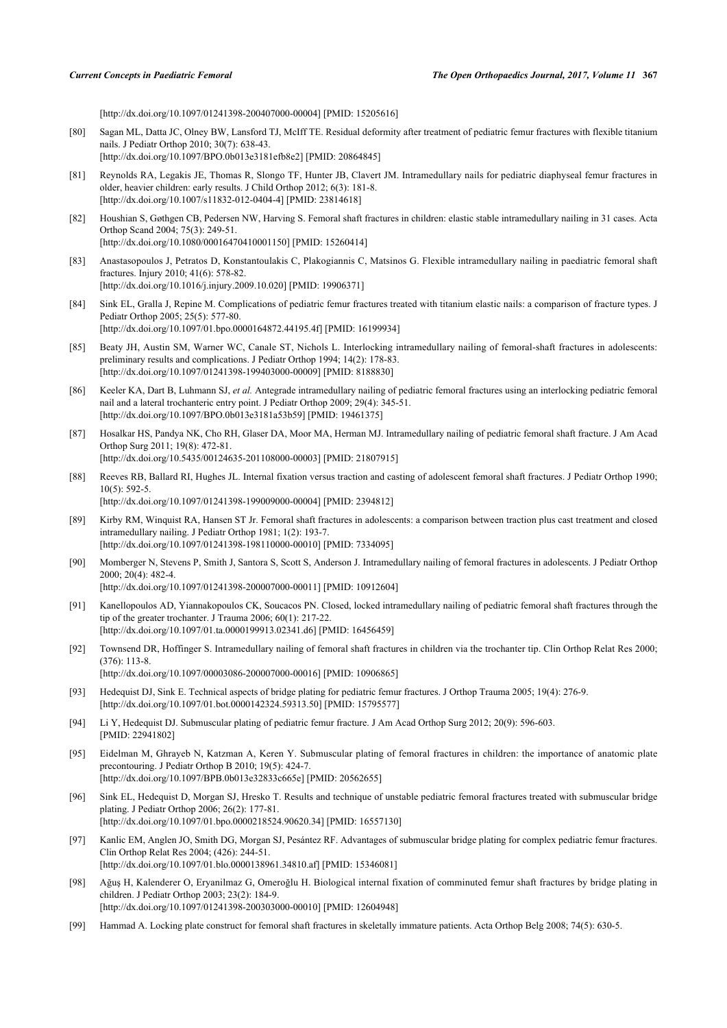[http://dx.doi.org/10.1097/01241398-200407000-00004] [PMID: 15205616]

[80] Sagan ML, Datta JC, Olney BW, Lansford TJ, McIff TE. Residual deformity after treatment of pediatric femur fractures with flexible titanium nails. J Pediatr Orthop 2010; 30(7): 638-43.
[http://dx.doi.org/10.1097/BPO.0b013e3181efb8e2] [PMID: 20864845]

[81] Reynolds RA, Legakis JE, Thomas R, Slongo TF, Hunter JB, Clavert JM. Intramedullary nails for pediatric diaphyseal femur fractures in older, heavier children: early results. J Child Orthop 2012; 6(3): 181-8.
[http://dx.doi.org/10.1007/s11832-012-0404-4] [PMID: 23814618]

[82] Houshian S, Gøthgen CB, Pedersen NW, Harving S. Femoral shaft fractures in children: elastic stable intramedullary nailing in 31 cases. Acta Orthop Scand 2004; 75(3): 249-51.
[http://dx.doi.org/10.1080/00016470410001150] [PMID: 15260414]

[83] Anastasopoulos J, Petratos D, Konstantoulakis C, Plakogiannis C, Matsinos G. Flexible intramedullary nailing in paediatric femoral shaft fractures. Injury 2010; 41(6): 578-82.
[http://dx.doi.org/10.1016/j.injury.2009.10.020] [PMID: 19906371]

[84] Sink EL, Gralla J, Repine M. Complications of pediatric femur fractures treated with titanium elastic nails: a comparison of fracture types. J Pediatr Orthop 2005; 25(5): 577-80.
[http://dx.doi.org/10.1097/01.bpo.0000164872.44195.4f] [PMID: 16199934]

[85] Beaty JH, Austin SM, Warner WC, Canale ST, Nichols L. Interlocking intramedullary nailing of femoral-shaft fractures in adolescents: preliminary results and complications. J Pediatr Orthop 1994; 14(2): 178-83.
[http://dx.doi.org/10.1097/01241398-199403000-00009] [PMID: 8188830]

[86] Keeler KA, Dart B, Luhmann SJ, *et al.* Antegrade intramedullary nailing of pediatric femoral fractures using an interlocking pediatric femoral nail and a lateral trochanteric entry point. J Pediatr Orthop 2009; 29(4): 345-51.
[http://dx.doi.org/10.1097/BPO.0b013e3181a53b59] [PMID: 19461375]

[87] Hosalkar HS, Pandya NK, Cho RH, Glaser DA, Moor MA, Herman MJ. Intramedullary nailing of pediatric femoral shaft fracture. J Am Acad Orthop Surg 2011; 19(8): 472-81.
[http://dx.doi.org/10.5435/00124635-201108000-00003] [PMID: 21807915]

[88] Reeves RB, Ballard RI, Hughes JL. Internal fixation versus traction and casting of adolescent femoral shaft fractures. J Pediatr Orthop 1990; 10(5): 592-5.
[http://dx.doi.org/10.1097/01241398-199009000-00004] [PMID: 2394812]

[89] Kirby RM, Winquist RA, Hansen ST Jr. Femoral shaft fractures in adolescents: a comparison between traction plus cast treatment and closed intramedullary nailing. J Pediatr Orthop 1981; 1(2): 193-7.
[http://dx.doi.org/10.1097/01241398-198110000-00010] [PMID: 7334095]

[90] Momberger N, Stevens P, Smith J, Santora S, Scott S, Anderson J. Intramedullary nailing of femoral fractures in adolescents. J Pediatr Orthop 2000; 20(4): 482-4.
[http://dx.doi.org/10.1097/01241398-200007000-00011] [PMID: 10912604]

[91] Kanellopoulos AD, Yiannakopoulos CK, Soucacos PN. Closed, locked intramedullary nailing of pediatric femoral shaft fractures through the tip of the greater trochanter. J Trauma 2006; 60(1): 217-22.
[http://dx.doi.org/10.1097/01.ta.0000199913.02341.d6] [PMID: 16456459]

[92] Townsend DR, Hoffinger S. Intramedullary nailing of femoral shaft fractures in children via the trochanter tip. Clin Orthop Relat Res 2000; (376): 113-8.
[http://dx.doi.org/10.1097/00003086-200007000-00016] [PMID: 10906865]

[93] Hedequist DJ, Sink E. Technical aspects of bridge plating for pediatric femur fractures. J Orthop Trauma 2005; 19(4): 276-9.
[http://dx.doi.org/10.1097/01.bot.0000142324.59313.50] [PMID: 15795577]

[94] Li Y, Hedequist DJ. Submuscular plating of pediatric femur fracture. J Am Acad Orthop Surg 2012; 20(9): 596-603.
[PMID: 22941802]

[95] Eidelman M, Ghrayeb N, Katzman A, Keren Y. Submuscular plating of femoral fractures in children: the importance of anatomic plate precontouring. J Pediatr Orthop B 2010; 19(5): 424-7.
[http://dx.doi.org/10.1097/BPB.0b013e32833c665e] [PMID: 20562655]

[96] Sink EL, Hedequist D, Morgan SJ, Hresko T. Results and technique of unstable pediatric femoral fractures treated with submuscular bridge plating. J Pediatr Orthop 2006; 26(2): 177-81.
[http://dx.doi.org/10.1097/01.bpo.0000218524.90620.34] [PMID: 16557130]

[97] Kanlic EM, Anglen JO, Smith DG, Morgan SJ, Pesántez RF. Advantages of submuscular bridge plating for complex pediatric femur fractures. Clin Orthop Relat Res 2004; (426): 244-51.
[http://dx.doi.org/10.1097/01.blo.0000138961.34810.af] [PMID: 15346081]

[98] Ağuş H, Kalenderer O, Eryanilmaz G, Omeroğlu H. Biological internal fixation of comminuted femur shaft fractures by bridge plating in children. J Pediatr Orthop 2003; 23(2): 184-9.
[http://dx.doi.org/10.1097/01241398-200303000-00010] [PMID: 12604948]

[99] Hammad A. Locking plate construct for femoral shaft fractures in skeletally immature patients. Acta Orthop Belg 2008; 74(5): 630-5.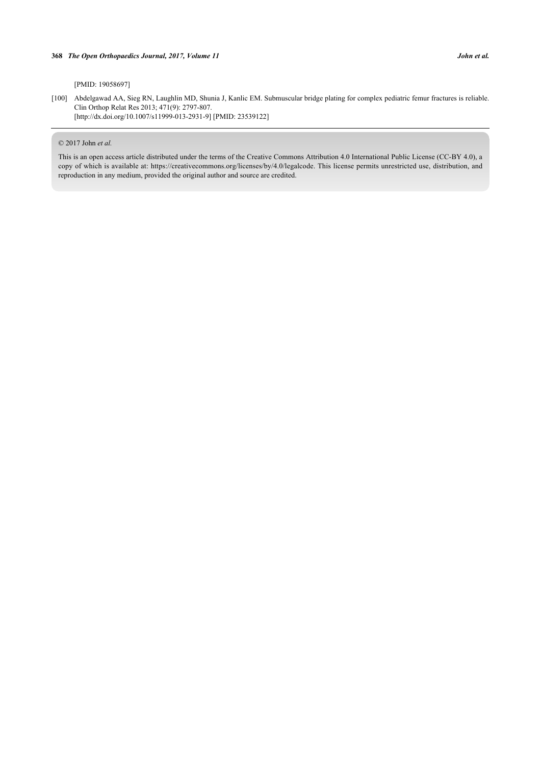[PMID: 19058697]

[100] Abdelgawad AA, Sieg RN, Laughlin MD, Shunia J, Kanlic EM. Submuscular bridge plating for complex pediatric femur fractures is reliable. Clin Orthop Relat Res 2013; 471(9): 2797-807.
[http://dx.doi.org/10.1007/s11999-013-2931-9] [PMID: 23539122]

© 2017 John *et al.*

This is an open access article distributed under the terms of the Creative Commons Attribution 4.0 International Public License (CC-BY 4.0), a copy of which is available at: https://creativecommons.org/licenses/by/4.0/legalcode. This license permits unrestricted use, distribution, and reproduction in any medium, provided the original author and source are credited.